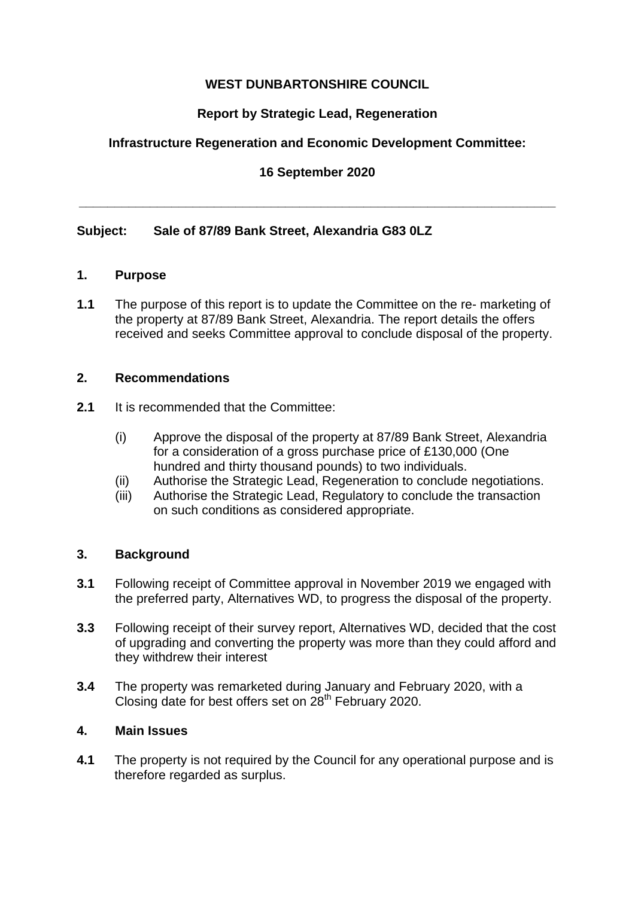**WEST DUNBARTONSHIRE COUNCIL**

**Report by Strategic Lead, Regeneration**

**Infrastructure Regeneration and Economic Development Committee:**

**16 September 2020**

---

**Subject: Sale of 87/89 Bank Street, Alexandria G83 0LZ**

## 1. Purpose

**1.1** The purpose of this report is to update the Committee on the re- marketing of the property at 87/89 Bank Street, Alexandria. The report details the offers received and seeks Committee approval to conclude disposal of the property.

## 2. Recommendations

**2.1** It is recommended that the Committee:

(i) Approve the disposal of the property at 87/89 Bank Street, Alexandria for a consideration of a gross purchase price of £130,000 (One hundred and thirty thousand pounds) to two individuals.
(ii) Authorise the Strategic Lead, Regeneration to conclude negotiations.
(iii) Authorise the Strategic Lead, Regulatory to conclude the transaction on such conditions as considered appropriate.

## 3. Background

**3.1** Following receipt of Committee approval in November 2019 we engaged with the preferred party, Alternatives WD, to progress the disposal of the property.

**3.3** Following receipt of their survey report, Alternatives WD, decided that the cost of upgrading and converting the property was more than they could afford and they withdrew their interest

**3.4** The property was remarketed during January and February 2020, with a Closing date for best offers set on 28th February 2020.

## 4. Main Issues

**4.1** The property is not required by the Council for any operational purpose and is therefore regarded as surplus.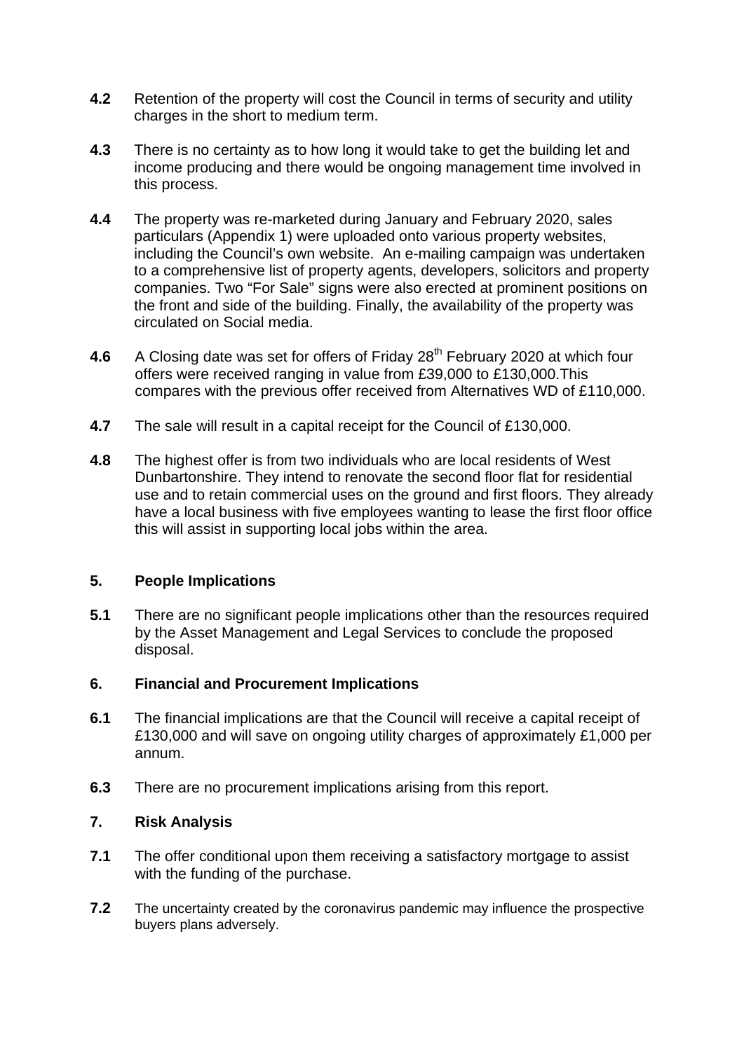**4.2** Retention of the property will cost the Council in terms of security and utility charges in the short to medium term.

**4.3** There is no certainty as to how long it would take to get the building let and income producing and there would be ongoing management time involved in this process.

**4.4** The property was re-marketed during January and February 2020, sales particulars (Appendix 1) were uploaded onto various property websites, including the Council's own website. An e-mailing campaign was undertaken to a comprehensive list of property agents, developers, solicitors and property companies. Two "For Sale" signs were also erected at prominent positions on the front and side of the building. Finally, the availability of the property was circulated on Social media.

**4.6** A Closing date was set for offers of Friday 28th February 2020 at which four offers were received ranging in value from £39,000 to £130,000.This compares with the previous offer received from Alternatives WD of £110,000.

**4.7** The sale will result in a capital receipt for the Council of £130,000.

**4.8** The highest offer is from two individuals who are local residents of West Dunbartonshire. They intend to renovate the second floor flat for residential use and to retain commercial uses on the ground and first floors. They already have a local business with five employees wanting to lease the first floor office this will assist in supporting local jobs within the area.

## 5. People Implications

**5.1** There are no significant people implications other than the resources required by the Asset Management and Legal Services to conclude the proposed disposal.

## 6. Financial and Procurement Implications

**6.1** The financial implications are that the Council will receive a capital receipt of £130,000 and will save on ongoing utility charges of approximately £1,000 per annum.

**6.3** There are no procurement implications arising from this report.

## 7. Risk Analysis

**7.1** The offer conditional upon them receiving a satisfactory mortgage to assist with the funding of the purchase.

**7.2** The uncertainty created by the coronavirus pandemic may influence the prospective buyers plans adversely.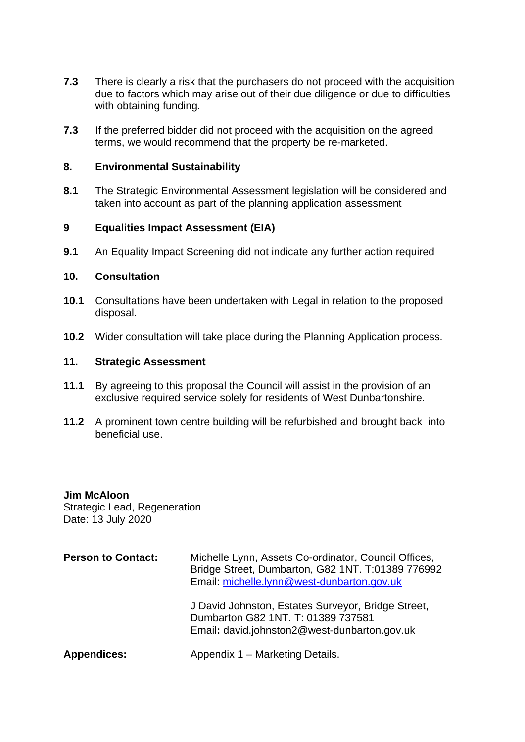**7.3** There is clearly a risk that the purchasers do not proceed with the acquisition due to factors which may arise out of their due diligence or due to difficulties with obtaining funding.

**7.3** If the preferred bidder did not proceed with the acquisition on the agreed terms, we would recommend that the property be re-marketed.

**8. Environmental Sustainability**

**8.1** The Strategic Environmental Assessment legislation will be considered and taken into account as part of the planning application assessment

**9 Equalities Impact Assessment (EIA)**

**9.1** An Equality Impact Screening did not indicate any further action required

**10. Consultation**

**10.1** Consultations have been undertaken with Legal in relation to the proposed disposal.

**10.2** Wider consultation will take place during the Planning Application process.

**11. Strategic Assessment**

**11.1** By agreeing to this proposal the Council will assist in the provision of an exclusive required service solely for residents of West Dunbartonshire.

**11.2** A prominent town centre building will be refurbished and brought back into beneficial use.

**Jim McAloon**
Strategic Lead, Regeneration
Date: 13 July 2020

---

**Person to Contact:** Michelle Lynn, Assets Co-ordinator, Council Offices, Bridge Street, Dumbarton, G82 1NT. T:01389 776992
Email: michelle.lynn@west-dunbarton.gov.uk

J David Johnston, Estates Surveyor, Bridge Street, Dumbarton G82 1NT. T: 01389 737581
Email**:** david.johnston2@west-dunbarton.gov.uk

**Appendices:** Appendix 1 – Marketing Details.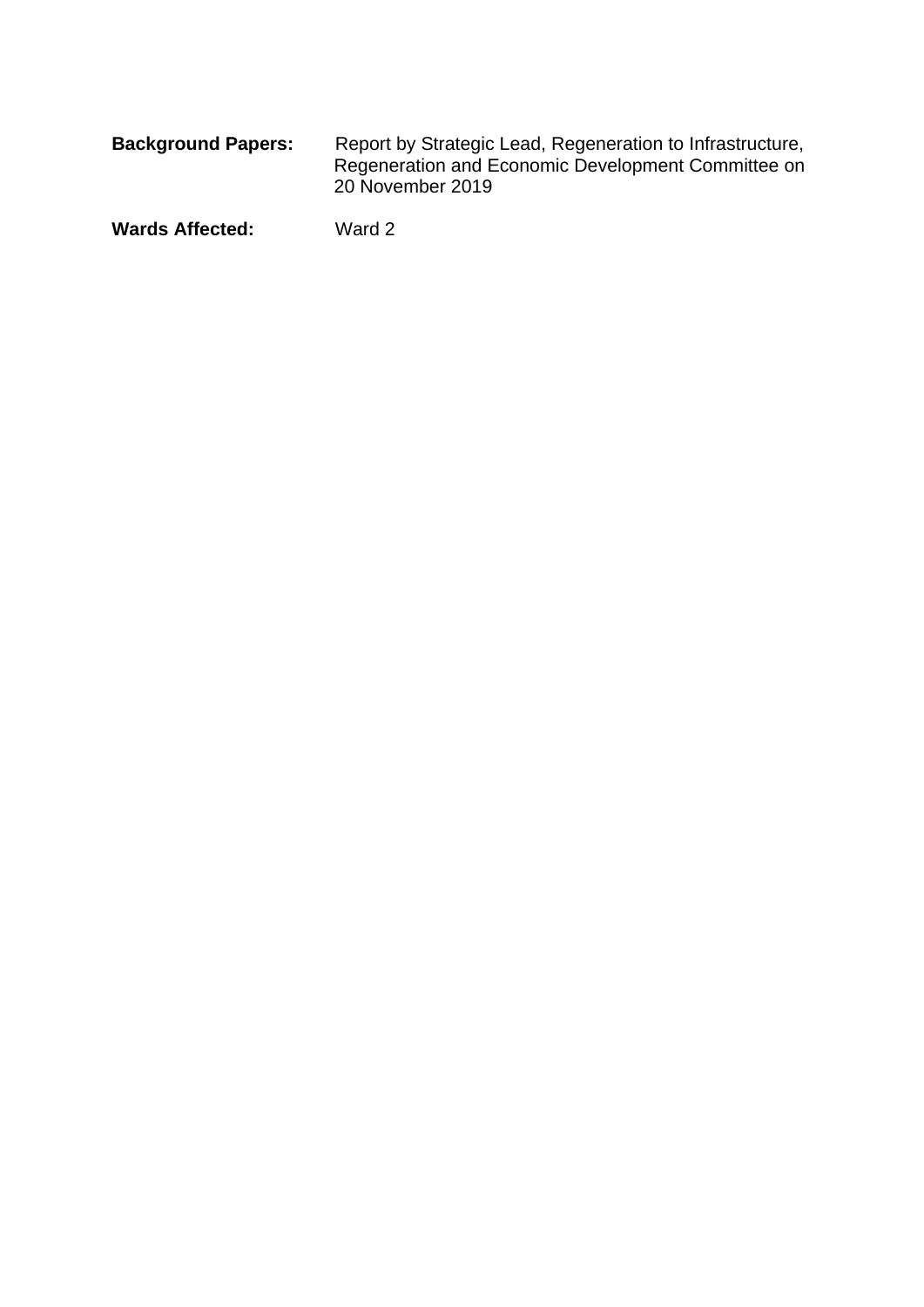**Background Papers:** Report by Strategic Lead, Regeneration to Infrastructure, Regeneration and Economic Development Committee on 20 November 2019

**Wards Affected:** Ward 2